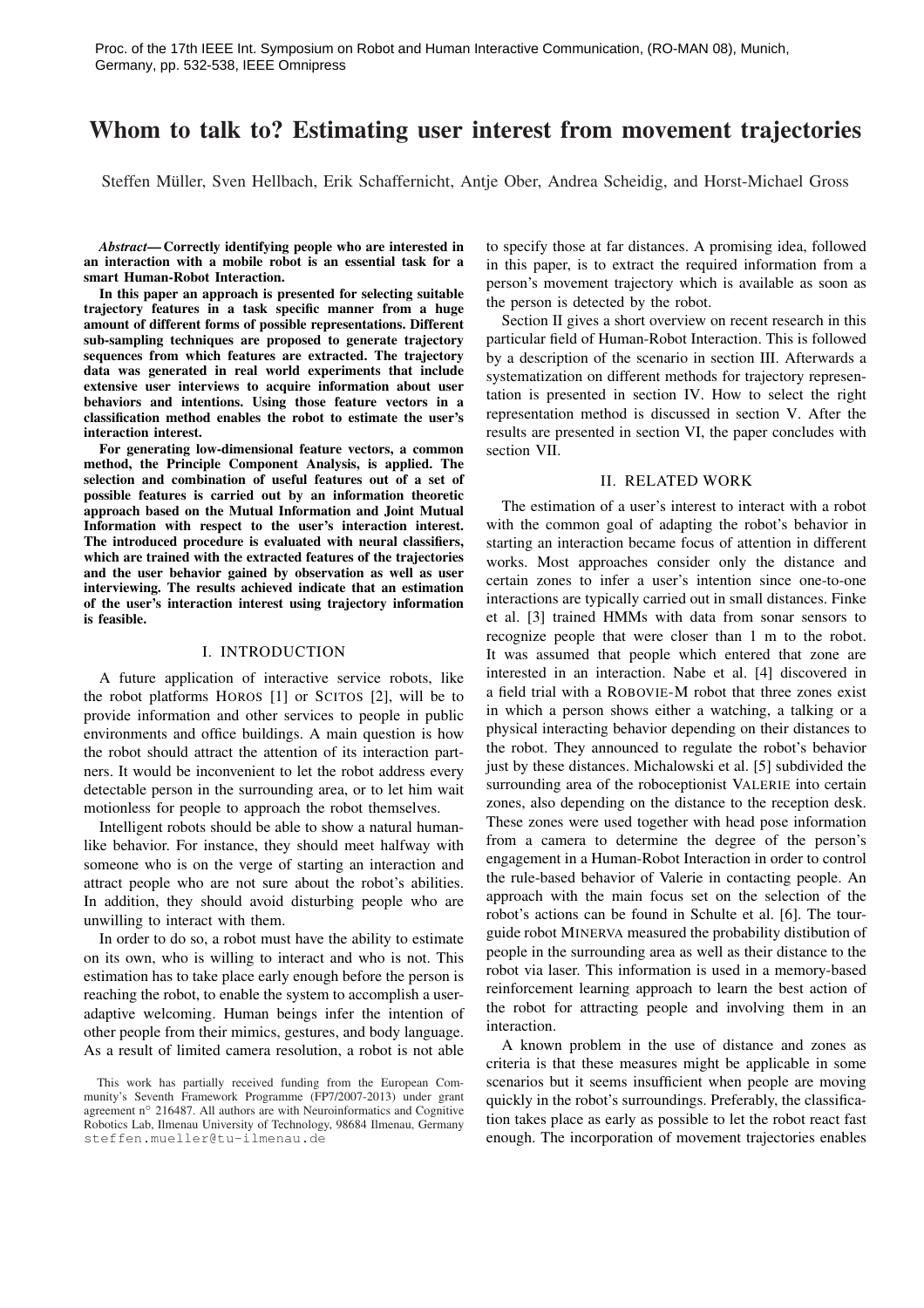Proc. of the 17th IEEE Int. Symposium on Robot and Human Interactive Communication, (RO-MAN 08), Munich, Germany, pp. 532-538, IEEE Omnipress

# Whom to talk to? Estimating user interest from movement trajectories

Steffen Müller, Sven Hellbach, Erik Schaffernicht, Antje Ober, Andrea Scheidig, and Horst-Michael Gross

***Abstract*— Correctly identifying people who are interested in an interaction with a mobile robot is an essential task for a smart Human-Robot Interaction.**

**In this paper an approach is presented for selecting suitable trajectory features in a task specific manner from a huge amount of different forms of possible representations. Different sub-sampling techniques are proposed to generate trajectory sequences from which features are extracted. The trajectory data was generated in real world experiments that include extensive user interviews to acquire information about user behaviors and intentions. Using those feature vectors in a classification method enables the robot to estimate the user's interaction interest.**

**For generating low-dimensional feature vectors, a common method, the Principle Component Analysis, is applied. The selection and combination of useful features out of a set of possible features is carried out by an information theoretic approach based on the Mutual Information and Joint Mutual Information with respect to the user's interaction interest. The introduced procedure is evaluated with neural classifiers, which are trained with the extracted features of the trajectories and the user behavior gained by observation as well as user interviewing. The results achieved indicate that an estimation of the user's interaction interest using trajectory information is feasible.**

## I. INTRODUCTION

A future application of interactive service robots, like the robot platforms HOROS [1] or SCITOS [2], will be to provide information and other services to people in public environments and office buildings. A main question is how the robot should attract the attention of its interaction partners. It would be inconvenient to let the robot address every detectable person in the surrounding area, or to let him wait motionless for people to approach the robot themselves.

Intelligent robots should be able to show a natural human-like behavior. For instance, they should meet halfway with someone who is on the verge of starting an interaction and attract people who are not sure about the robot's abilities. In addition, they should avoid disturbing people who are unwilling to interact with them.

In order to do so, a robot must have the ability to estimate on its own, who is willing to interact and who is not. This estimation has to take place early enough before the person is reaching the robot, to enable the system to accomplish a user-adaptive welcoming. Human beings infer the intention of other people from their mimics, gestures, and body language. As a result of limited camera resolution, a robot is not able to specify those at far distances. A promising idea, followed in this paper, is to extract the required information from a person's movement trajectory which is available as soon as the person is detected by the robot.

Section II gives a short overview on recent research in this particular field of Human-Robot Interaction. This is followed by a description of the scenario in section III. Afterwards a systematization on different methods for trajectory representation is presented in section IV. How to select the right representation method is discussed in section V. After the results are presented in section VI, the paper concludes with section VII.

## II. RELATED WORK

The estimation of a user's interest to interact with a robot with the common goal of adapting the robot's behavior in starting an interaction became focus of attention in different works. Most approaches consider only the distance and certain zones to infer a user's intention since one-to-one interactions are typically carried out in small distances. Finke et al. [3] trained HMMs with data from sonar sensors to recognize people that were closer than 1 m to the robot. It was assumed that people which entered that zone are interested in an interaction. Nabe et al. [4] discovered in a field trial with a ROBOVIE-M robot that three zones exist in which a person shows either a watching, a talking or a physical interacting behavior depending on their distances to the robot. They announced to regulate the robot's behavior just by these distances. Michalowski et al. [5] subdivided the surrounding area of the roboceptionist VALERIE into certain zones, also depending on the distance to the reception desk. These zones were used together with head pose information from a camera to determine the degree of the person's engagement in a Human-Robot Interaction in order to control the rule-based behavior of Valerie in contacting people. An approach with the main focus set on the selection of the robot's actions can be found in Schulte et al. [6]. The tour-guide robot MINERVA measured the probability distibution of people in the surrounding area as well as their distance to the robot via laser. This information is used in a memory-based reinforcement learning approach to learn the best action of the robot for attracting people and involving them in an interaction.

A known problem in the use of distance and zones as criteria is that these measures might be applicable in some scenarios but it seems insufficient when people are moving quickly in the robot's surroundings. Preferably, the classification takes place as early as possible to let the robot react fast enough. The incorporation of movement trajectories enables

This work has partially received funding from the European Community's Seventh Framework Programme (FP7/2007-2013) under grant agreement n° 216487. All authors are with Neuroinformatics and Cognitive Robotics Lab, Ilmenau University of Technology, 98684 Ilmenau, Germany steffen.mueller@tu-ilmenau.de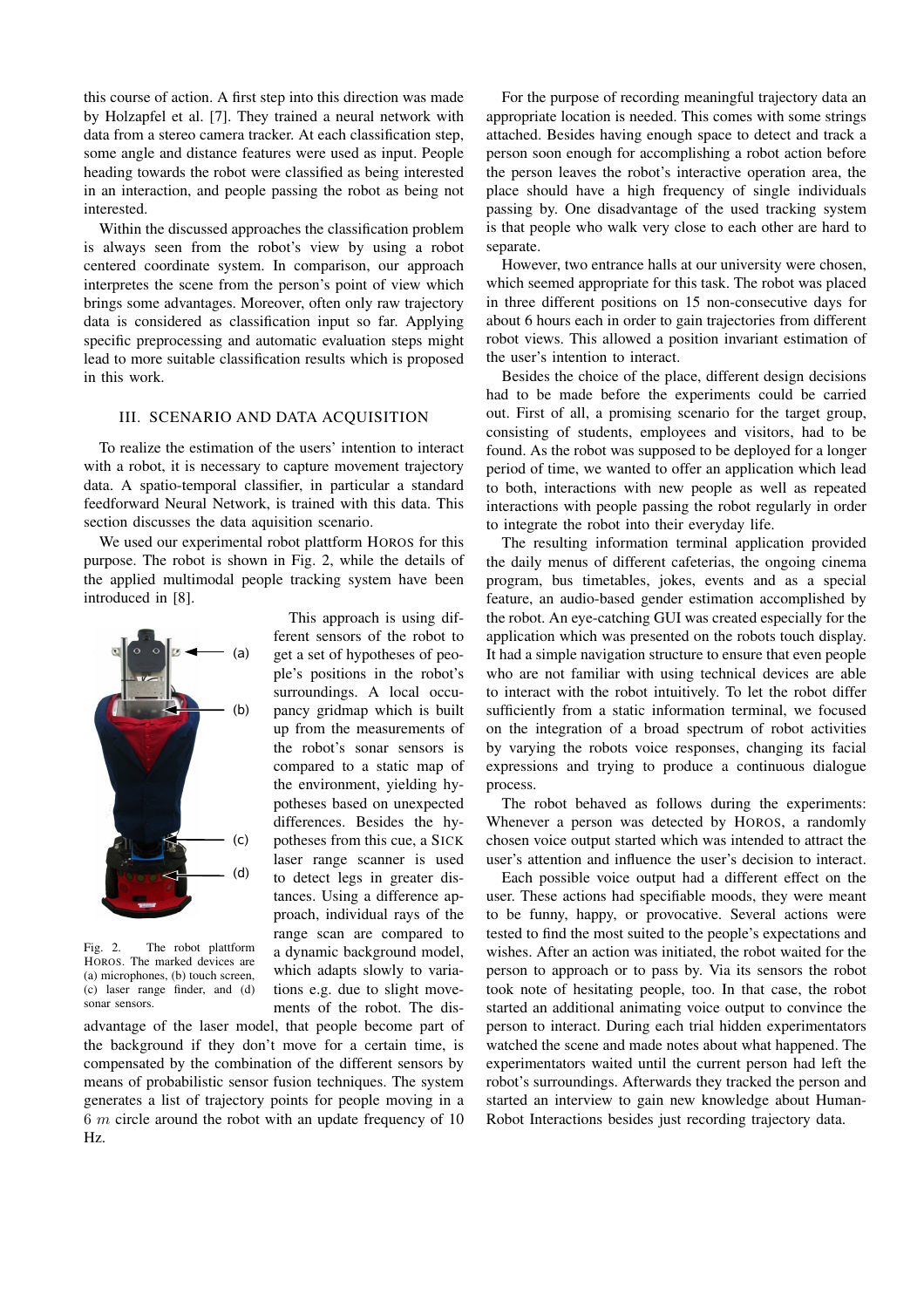this course of action. A first step into this direction was made by Holzapfel et al. [7]. They trained a neural network with data from a stereo camera tracker. At each classification step, some angle and distance features were used as input. People heading towards the robot were classified as being interested in an interaction, and people passing the robot as being not interested.

Within the discussed approaches the classification problem is always seen from the robot's view by using a robot centered coordinate system. In comparison, our approach interpretes the scene from the person's point of view which brings some advantages. Moreover, often only raw trajectory data is considered as classification input so far. Applying specific preprocessing and automatic evaluation steps might lead to more suitable classification results which is proposed in this work.

## III. Scenario and Data Acquisition

To realize the estimation of the users' intention to interact with a robot, it is necessary to capture movement trajectory data. A spatio-temporal classifier, in particular a standard feedforward Neural Network, is trained with this data. This section discusses the data aquisition scenario.

We used our experimental robot plattform HOROS for this purpose. The robot is shown in Fig. 2, while the details of the applied multimodal people tracking system have been introduced in [8].

Fig. 2. The robot plattform HOROS. The marked devices are (a) microphones, (b) touch screen, (c) laser range finder, and (d) sonar sensors.

This approach is using different sensors of the robot to get a set of hypotheses of people's positions in the robot's surroundings. A local occupancy gridmap which is built up from the measurements of the robot's sonar sensors is compared to a static map of the environment, yielding hypotheses based on unexpected differences. Besides the hypotheses from this cue, a SICK laser range scanner is used to detect legs in greater distances. Using a difference approach, individual rays of the range scan are compared to a dynamic background model, which adapts slowly to variations e.g. due to slight movements of the robot. The disadvantage of the laser model, that people become part of the background if they don't move for a certain time, is compensated by the combination of the different sensors by means of probabilistic sensor fusion techniques. The system generates a list of trajectory points for people moving in a $6\ m$ circle around the robot with an update frequency of 10 Hz.

For the purpose of recording meaningful trajectory data an appropriate location is needed. This comes with some strings attached. Besides having enough space to detect and track a person soon enough for accomplishing a robot action before the person leaves the robot's interactive operation area, the place should have a high frequency of single individuals passing by. One disadvantage of the used tracking system is that people who walk very close to each other are hard to separate.

However, two entrance halls at our university were chosen, which seemed appropriate for this task. The robot was placed in three different positions on 15 non-consecutive days for about 6 hours each in order to gain trajectories from different robot views. This allowed a position invariant estimation of the user's intention to interact.

Besides the choice of the place, different design decisions had to be made before the experiments could be carried out. First of all, a promising scenario for the target group, consisting of students, employees and visitors, had to be found. As the robot was supposed to be deployed for a longer period of time, we wanted to offer an application which lead to both, interactions with new people as well as repeated interactions with people passing the robot regularly in order to integrate the robot into their everyday life.

The resulting information terminal application provided the daily menus of different cafeterias, the ongoing cinema program, bus timetables, jokes, events and as a special feature, an audio-based gender estimation accomplished by the robot. An eye-catching GUI was created especially for the application which was presented on the robots touch display. It had a simple navigation structure to ensure that even people who are not familiar with using technical devices are able to interact with the robot intuitively. To let the robot differ sufficiently from a static information terminal, we focused on the integration of a broad spectrum of robot activities by varying the robots voice responses, changing its facial expressions and trying to produce a continuous dialogue process.

The robot behaved as follows during the experiments: Whenever a person was detected by HOROS, a randomly chosen voice output started which was intended to attract the user's attention and influence the user's decision to interact.

Each possible voice output had a different effect on the user. These actions had specifiable moods, they were meant to be funny, happy, or provocative. Several actions were tested to find the most suited to the people's expectations and wishes. After an action was initiated, the robot waited for the person to approach or to pass by. Via its sensors the robot took note of hesitating people, too. In that case, the robot started an additional animating voice output to convince the person to interact. During each trial hidden experimentators watched the scene and made notes about what happened. The experimentators waited until the current person had left the robot's surroundings. Afterwards they tracked the person and started an interview to gain new knowledge about Human-Robot Interactions besides just recording trajectory data.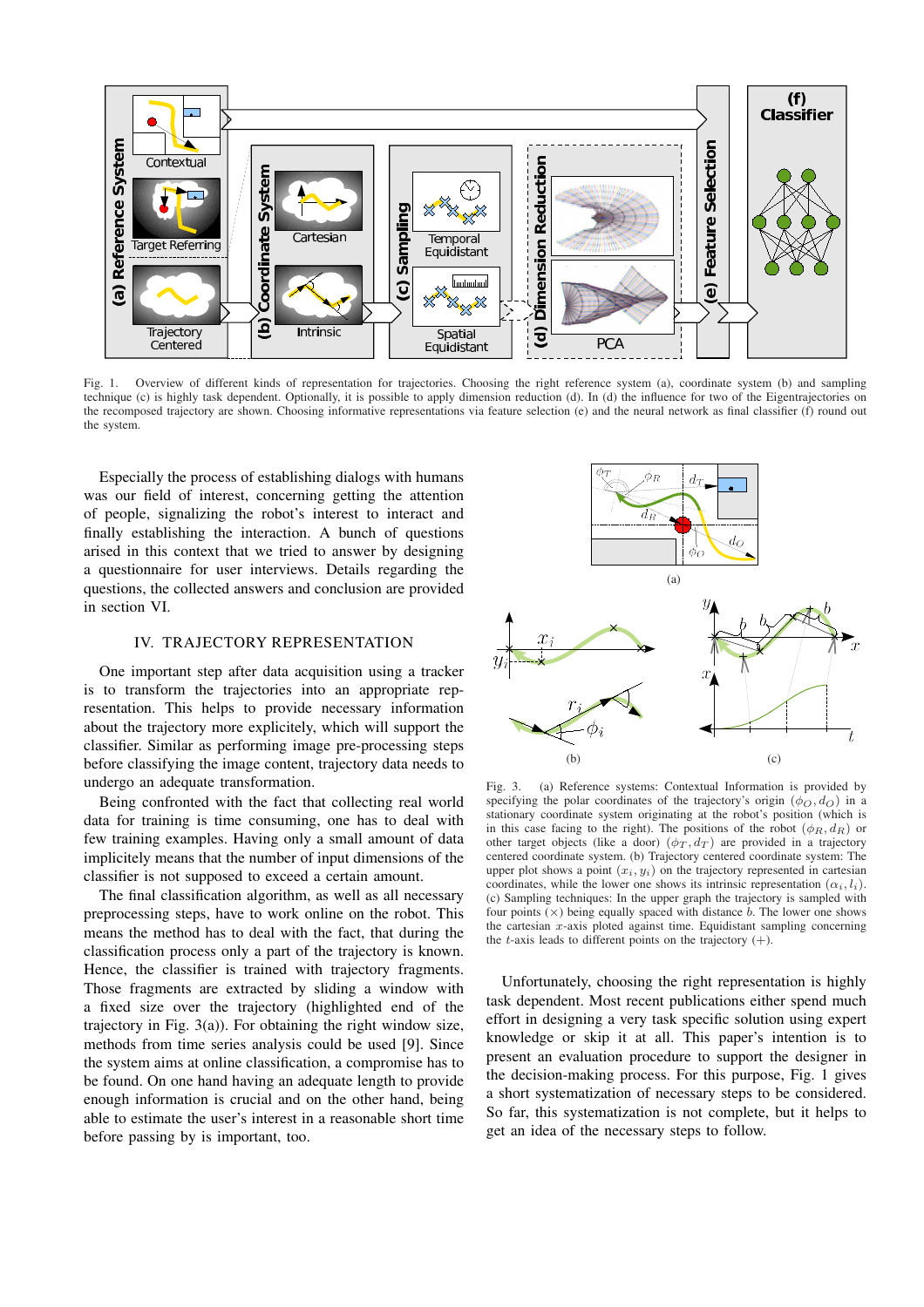(a) Reference System

Contextual

Target Referring

Trajectory Centered

(b) Coordinate System

Cartesian

Intrinsic

(c) Sampling

Temporal Equidistant

Spatial Equidistant

(d) Dimension Reduction

PCA

(e) Feature Selection

(f) Classifier

Fig. 1. Overview of different kinds of representation for trajectories. Choosing the right reference system (a), coordinate system (b) and sampling technique (c) is highly task dependent. Optionally, it is possible to apply dimension reduction (d). In (d) the influence for two of the Eigentrajectories on the recomposed trajectory are shown. Choosing informative representations via feature selection (e) and the neural network as final classifier (f) round out the system.

Especially the process of establishing dialogs with humans was our field of interest, concerning getting the attention of people, signalizing the robot's interest to interact and finally establishing the interaction. A bunch of questions arised in this context that we tried to answer by designing a questionnaire for user interviews. Details regarding the questions, the collected answers and conclusion are provided in section VI.

## IV. TRAJECTORY REPRESENTATION

One important step after data acquisition using a tracker is to transform the trajectories into an appropriate representation. This helps to provide necessary information about the trajectory more explicitely, which will support the classifier. Similar as performing image pre-processing steps before classifying the image content, trajectory data needs to undergo an adequate transformation.

Being confronted with the fact that collecting real world data for training is time consuming, one has to deal with few training examples. Having only a small amount of data implicitely means that the number of input dimensions of the classifier is not supposed to exceed a certain amount.

The final classification algorithm, as well as all necessary preprocessing steps, have to work online on the robot. This means the method has to deal with the fact, that during the classification process only a part of the trajectory is known. Hence, the classifier is trained with trajectory fragments. Those fragments are extracted by sliding a window with a fixed size over the trajectory (highlighted end of the trajectory in Fig. 3(a)). For obtaining the right window size, methods from time series analysis could be used [9]. Since the system aims at online classification, a compromise has to be found. On one hand having an adequate length to provide enough information is crucial and on the other hand, being able to estimate the user's interest in a reasonable short time before passing by is important, too.

$\phi_T$ $\phi_R$ $d_T$ $d_R$ $d_O$ $\phi_O$

(a)

$x_i$ $y_i$ $r_i$ $\phi_i$

(b)

$y$ $b$ $b$ $b$ $x$ $x$ $t$

(c)

Fig. 3. (a) Reference systems: Contextual Information is provided by specifying the polar coordinates of the trajectory's origin $(\phi_O, d_O)$ in a stationary coordinate system originating at the robot's position (which is in this case facing to the right). The positions of the robot $(\phi_R, d_R)$ or other target objects (like a door) $(\phi_T, d_T)$ are provided in a trajectory centered coordinate system. (b) Trajectory centered coordinate system: The upper plot shows a point $(x_i, y_i)$ on the trajectory represented in cartesian coordinates, while the lower one shows its intrinsic representation $(\alpha_i, l_i)$. (c) Sampling techniques: In the upper graph the trajectory is sampled with four points $(\times)$ being equally spaced with distance $b$. The lower one shows the cartesian $x$-axis ploted against time. Equidistant sampling concerning the $t$-axis leads to different points on the trajectory $(+)$.

Unfortunately, choosing the right representation is highly task dependent. Most recent publications either spend much effort in designing a very task specific solution using expert knowledge or skip it at all. This paper's intention is to present an evaluation procedure to support the designer in the decision-making process. For this purpose, Fig. 1 gives a short systematization of necessary steps to be considered. So far, this systematization is not complete, but it helps to get an idea of the necessary steps to follow.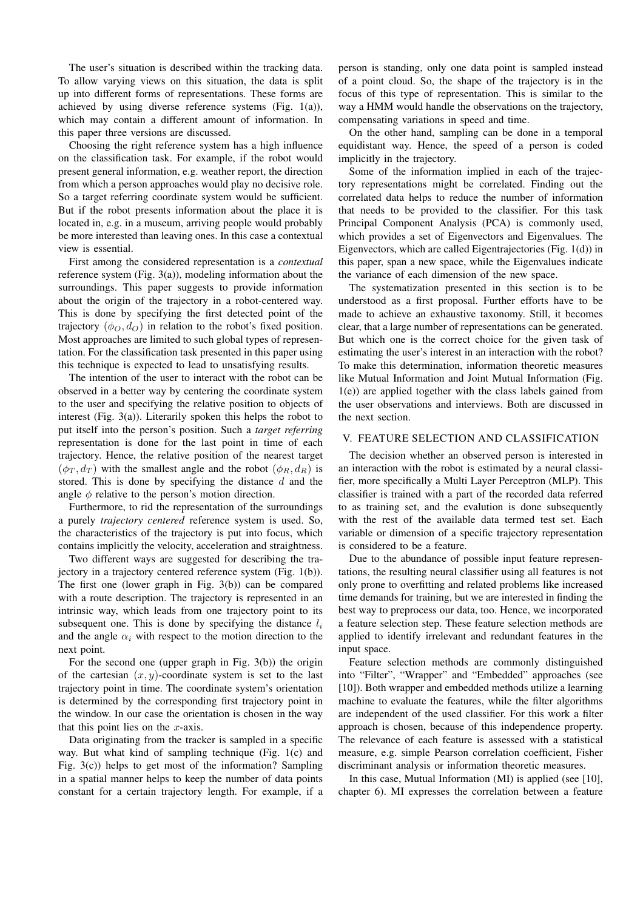The user's situation is described within the tracking data. To allow varying views on this situation, the data is split up into different forms of representations. These forms are achieved by using diverse reference systems (Fig. 1(a)), which may contain a different amount of information. In this paper three versions are discussed.

Choosing the right reference system has a high influence on the classification task. For example, if the robot would present general information, e.g. weather report, the direction from which a person approaches would play no decisive role. So a target referring coordinate system would be sufficient. But if the robot presents information about the place it is located in, e.g. in a museum, arriving people would probably be more interested than leaving ones. In this case a contextual view is essential.

First among the considered representation is a *contextual* reference system (Fig. 3(a)), modeling information about the surroundings. This paper suggests to provide information about the origin of the trajectory in a robot-centered way. This is done by specifying the first detected point of the trajectory $(\phi_O, d_O)$ in relation to the robot's fixed position. Most approaches are limited to such global types of representation. For the classification task presented in this paper using this technique is expected to lead to unsatisfying results.

The intention of the user to interact with the robot can be observed in a better way by centering the coordinate system to the user and specifying the relative position to objects of interest (Fig. 3(a)). Literarily spoken this helps the robot to put itself into the person's position. Such a *target referring* representation is done for the last point in time of each trajectory. Hence, the relative position of the nearest target $(\phi_T, d_T)$ with the smallest angle and the robot $(\phi_R, d_R)$ is stored. This is done by specifying the distance $d$ and the angle $\phi$ relative to the person's motion direction.

Furthermore, to rid the representation of the surroundings a purely *trajectory centered* reference system is used. So, the characteristics of the trajectory is put into focus, which contains implicitly the velocity, acceleration and straightness.

Two different ways are suggested for describing the trajectory in a trajectory centered reference system (Fig. 1(b)). The first one (lower graph in Fig. 3(b)) can be compared with a route description. The trajectory is represented in an intrinsic way, which leads from one trajectory point to its subsequent one. This is done by specifying the distance $l_i$ and the angle $\alpha_i$ with respect to the motion direction to the next point.

For the second one (upper graph in Fig. 3(b)) the origin of the cartesian $(x, y)$-coordinate system is set to the last trajectory point in time. The coordinate system's orientation is determined by the corresponding first trajectory point in the window. In our case the orientation is chosen in the way that this point lies on the $x$-axis.

Data originating from the tracker is sampled in a specific way. But what kind of sampling technique (Fig. 1(c) and Fig. 3(c)) helps to get most of the information? Sampling in a spatial manner helps to keep the number of data points constant for a certain trajectory length. For example, if a person is standing, only one data point is sampled instead of a point cloud. So, the shape of the trajectory is in the focus of this type of representation. This is similar to the way a HMM would handle the observations on the trajectory, compensating variations in speed and time.

On the other hand, sampling can be done in a temporal equidistant way. Hence, the speed of a person is coded implicitly in the trajectory.

Some of the information implied in each of the trajectory representations might be correlated. Finding out the correlated data helps to reduce the number of information that needs to be provided to the classifier. For this task Principal Component Analysis (PCA) is commonly used, which provides a set of Eigenvectors and Eigenvalues. The Eigenvectors, which are called Eigentrajectories (Fig. 1(d)) in this paper, span a new space, while the Eigenvalues indicate the variance of each dimension of the new space.

The systematization presented in this section is to be understood as a first proposal. Further efforts have to be made to achieve an exhaustive taxonomy. Still, it becomes clear, that a large number of representations can be generated. But which one is the correct choice for the given task of estimating the user's interest in an interaction with the robot? To make this determination, information theoretic measures like Mutual Information and Joint Mutual Information (Fig. 1(e)) are applied together with the class labels gained from the user observations and interviews. Both are discussed in the next section.

## V. FEATURE SELECTION AND CLASSIFICATION

The decision whether an observed person is interested in an interaction with the robot is estimated by a neural classifier, more specifically a Multi Layer Perceptron (MLP). This classifier is trained with a part of the recorded data referred to as training set, and the evalution is done subsequently with the rest of the available data termed test set. Each variable or dimension of a specific trajectory representation is considered to be a feature.

Due to the abundance of possible input feature representations, the resulting neural classifier using all features is not only prone to overfitting and related problems like increased time demands for training, but we are interested in finding the best way to preprocess our data, too. Hence, we incorporated a feature selection step. These feature selection methods are applied to identify irrelevant and redundant features in the input space.

Feature selection methods are commonly distinguished into "Filter", "Wrapper" and "Embedded" approaches (see [10]). Both wrapper and embedded methods utilize a learning machine to evaluate the features, while the filter algorithms are independent of the used classifier. For this work a filter approach is chosen, because of this independence property. The relevance of each feature is assessed with a statistical measure, e.g. simple Pearson correlation coefficient, Fisher discriminant analysis or information theoretic measures.

In this case, Mutual Information (MI) is applied (see [10], chapter 6). MI expresses the correlation between a feature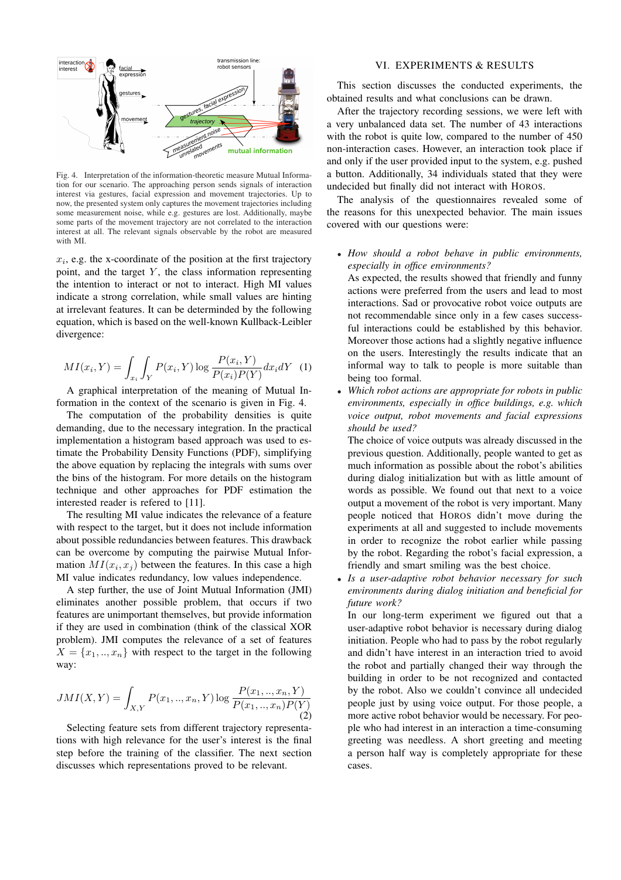interaction interest

facial expression

gestures

movement

transmission line: robot sensors

gestures, facial expression

trajectory

measurement noise

unrelated movements

mutual information

Fig. 4. Interpretation of the information-theoretic measure Mutual Information for our scenario. The approaching person sends signals of interaction interest via gestures, facial expression and movement trajectories. Up to now, the presented system only captures the movement trajectories including some measurement noise, while e.g. gestures are lost. Additionally, maybe some parts of the movement trajectory are not correlated to the interaction interest at all. The relevant signals observable by the robot are measured with MI.

$x_i$, e.g. the x-coordinate of the position at the first trajectory point, and the target $Y$, the class information representing the intention to interact or not to interact. High MI values indicate a strong correlation, while small values are hinting at irrelevant features. It can be determinded by the following equation, which is based on the well-known Kullback-Leibler divergence:

$$MI(x_i, Y) = \int_{x_i} \int_{Y} P(x_i, Y) \log \frac{P(x_i, Y)}{P(x_i)P(Y)} dx_i dY \quad (1)$$

A graphical interpretation of the meaning of Mutual Information in the context of the scenario is given in Fig. 4.

The computation of the probability densities is quite demanding, due to the necessary integration. In the practical implementation a histogram based approach was used to estimate the Probability Density Functions (PDF), simplifying the above equation by replacing the integrals with sums over the bins of the histogram. For more details on the histogram technique and other approaches for PDF estimation the interested reader is refered to [11].

The resulting MI value indicates the relevance of a feature with respect to the target, but it does not include information about possible redundancies between features. This drawback can be overcome by computing the pairwise Mutual Information $MI(x_i, x_j)$ between the features. In this case a high MI value indicates redundancy, low values independence.

A step further, the use of Joint Mutual Information (JMI) eliminates another possible problem, that occurs if two features are unimportant themselves, but provide information if they are used in combination (think of the classical XOR problem). JMI computes the relevance of a set of features $X = \{x_1, .., x_n\}$ with respect to the target in the following way:

$$JMI(X, Y) = \int_{X,Y} P(x_1, .., x_n, Y) \log \frac{P(x_1, .., x_n, Y)}{P(x_1, .., x_n)P(Y)} \quad (2)$$

Selecting feature sets from different trajectory representations with high relevance for the user's interest is the final step before the training of the classifier. The next section discusses which representations proved to be relevant.

## VI. EXPERIMENTS & RESULTS

This section discusses the conducted experiments, the obtained results and what conclusions can be drawn.

After the trajectory recording sessions, we were left with a very unbalanced data set. The number of 43 interactions with the robot is quite low, compared to the number of 450 non-interaction cases. However, an interaction took place if and only if the user provided input to the system, e.g. pushed a button. Additionally, 34 individuals stated that they were undecided but finally did not interact with HOROS.

The analysis of the questionnaires revealed some of the reasons for this unexpected behavior. The main issues covered with our questions were:

- *How should a robot behave in public environments, especially in office environments?*
  As expected, the results showed that friendly and funny actions were preferred from the users and lead to most interactions. Sad or provocative robot voice outputs are not recommendable since only in a few cases successful interactions could be established by this behavior. Moreover those actions had a slightly negative influence on the users. Interestingly the results indicate that an informal way to talk to people is more suitable than being too formal.
- *Which robot actions are appropriate for robots in public environments, especially in office buildings, e.g. which voice output, robot movements and facial expressions should be used?*
  The choice of voice outputs was already discussed in the previous question. Additionally, people wanted to get as much information as possible about the robot's abilities during dialog initialization but with as little amount of words as possible. We found out that next to a voice output a movement of the robot is very important. Many people noticed that HOROS didn't move during the experiments at all and suggested to include movements in order to recognize the robot earlier while passing by the robot. Regarding the robot's facial expression, a friendly and smart smiling was the best choice.
- *Is a user-adaptive robot behavior necessary for such environments during dialog initiation and beneficial for future work?*
  In our long-term experiment we figured out that a user-adaptive robot behavior is necessary during dialog initiation. People who had to pass by the robot regularly and didn't have interest in an interaction tried to avoid the robot and partially changed their way through the building in order to be not recognized and contacted by the robot. Also we couldn't convince all undecided people just by using voice output. For those people, a more active robot behavior would be necessary. For people who had interest in an interaction a time-consuming greeting was needless. A short greeting and meeting a person half way is completely appropriate for these cases.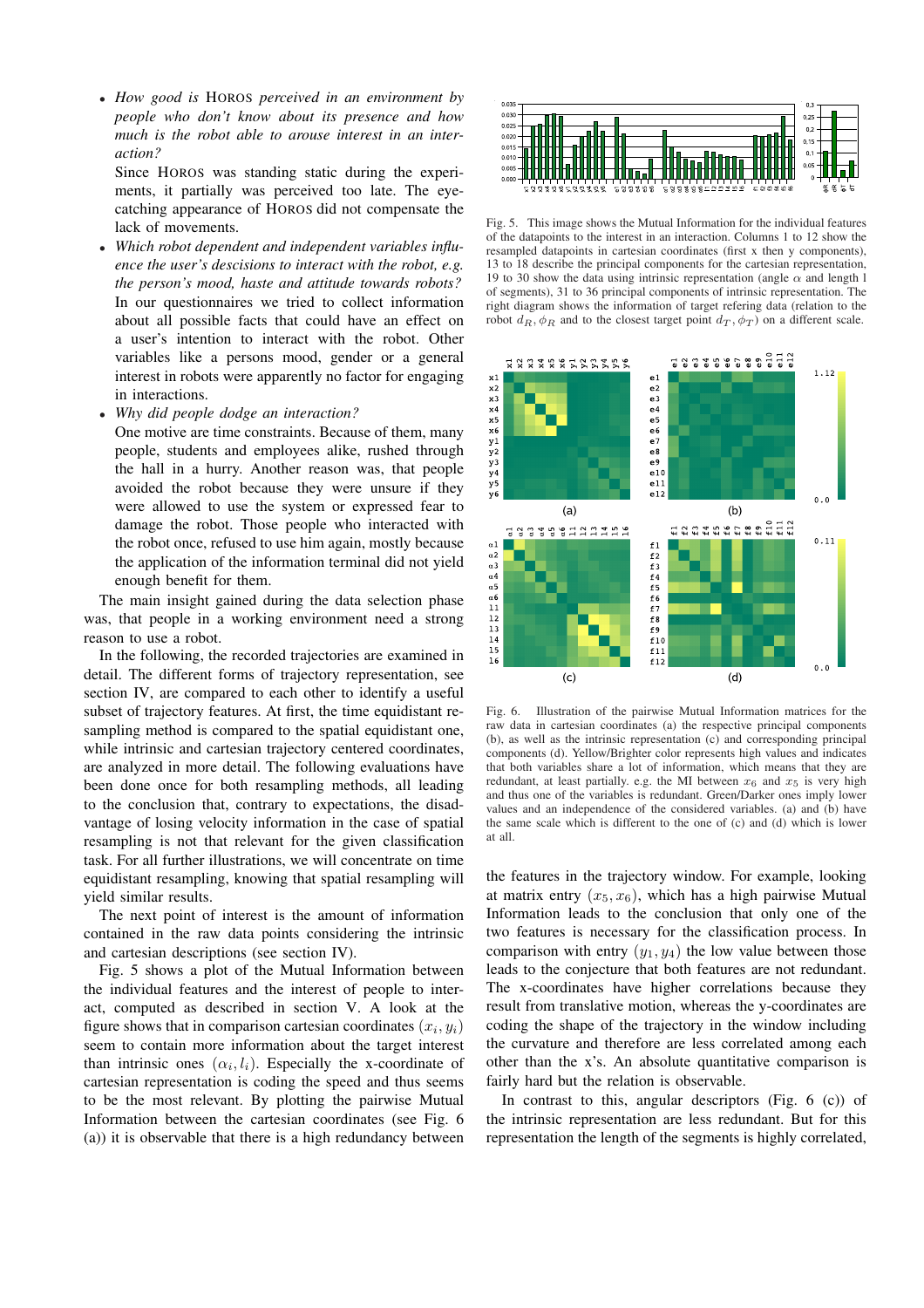- *How good is* HOROS *perceived in an environment by people who don't know about its presence and how much is the robot able to arouse interest in an interaction?*
  Since HOROS was standing static during the experiments, it partially was perceived too late. The eye-catching appearance of HOROS did not compensate the lack of movements.
- *Which robot dependent and independent variables influence the user's descisions to interact with the robot, e.g. the person's mood, haste and attitude towards robots?*
  In our questionnaires we tried to collect information about all possible facts that could have an effect on a user's intention to interact with the robot. Other variables like a persons mood, gender or a general interest in robots were apparently no factor for engaging in interactions.
- *Why did people dodge an interaction?*
  One motive are time constraints. Because of them, many people, students and employees alike, rushed through the hall in a hurry. Another reason was, that people avoided the robot because they were unsure if they were allowed to use the system or expressed fear to damage the robot. Those people who interacted with the robot once, refused to use him again, mostly because the application of the information terminal did not yield enough benefit for them.

The main insight gained during the data selection phase was, that people in a working environment need a strong reason to use a robot.

In the following, the recorded trajectories are examined in detail. The different forms of trajectory representation, see section IV, are compared to each other to identify a useful subset of trajectory features. At first, the time equidistant resampling method is compared to the spatial equidistant one, while intrinsic and cartesian trajectory centered coordinates, are analyzed in more detail. The following evaluations have been done once for both resampling methods, all leading to the conclusion that, contrary to expectations, the disadvantage of losing velocity information in the case of spatial resampling is not that relevant for the given classification task. For all further illustrations, we will concentrate on time equidistant resampling, knowing that spatial resampling will yield similar results.

The next point of interest is the amount of information contained in the raw data points considering the intrinsic and cartesian descriptions (see section IV).

Fig. 5 shows a plot of the Mutual Information between the individual features and the interest of people to interact, computed as described in section V. A look at the figure shows that in comparison cartesian coordinates $(x_i, y_i)$ seem to contain more information about the target interest than intrinsic ones $(\alpha_i, l_i)$. Especially the x-coordinate of cartesian representation is coding the speed and thus seems to be the most relevant. By plotting the pairwise Mutual Information between the cartesian coordinates (see Fig. 6 (a)) it is observable that there is a high redundancy between the features in the trajectory window. For example, looking at matrix entry $(x_5, x_6)$, which has a high pairwise Mutual Information leads to the conclusion that only one of the two features is necessary for the classification process. In comparison with entry $(y_1, y_4)$ the low value between those leads to the conjecture that both features are not redundant. The x-coordinates have higher correlations because they result from translative motion, whereas the y-coordinates are coding the shape of the trajectory in the window including the curvature and therefore are less correlated among each other than the x's. An absolute quantitative comparison is fairly hard but the relation is observable.

In contrast to this, angular descriptors (Fig. 6 (c)) of the intrinsic representation are less redundant. But for this representation the length of the segments is highly correlated,

Fig. 5. This image shows the Mutual Information for the individual features of the datapoints to the interest in an interaction. Columns 1 to 12 show the resampled datapoints in cartesian coordinates (first x then y components), 13 to 18 describe the principal components for the cartesian representation, 19 to 30 show the data using intrinsic representation (angle $\alpha$ and length l of segments), 31 to 36 principal components of intrinsic representation. The right diagram shows the information of target refering data (relation to the robot $d_R, \phi_R$ and to the closest target point $d_T, \phi_T$) on a different scale.

Fig. 6. Illustration of the pairwise Mutual Information matrices for the raw data in cartesian coordinates (a) the respective principal components (b), as well as the intrinsic representation (c) and corresponding principal components (d). Yellow/Brighter color represents high values and indicates that both variables share a lot of information, which means that they are redundant, at least partially. e.g. the MI between $x_6$ and $x_5$ is very high and thus one of the variables is redundant. Green/Darker ones imply lower values and an independence of the considered variables. (a) and (b) have the same scale which is different to the one of (c) and (d) which is lower at all.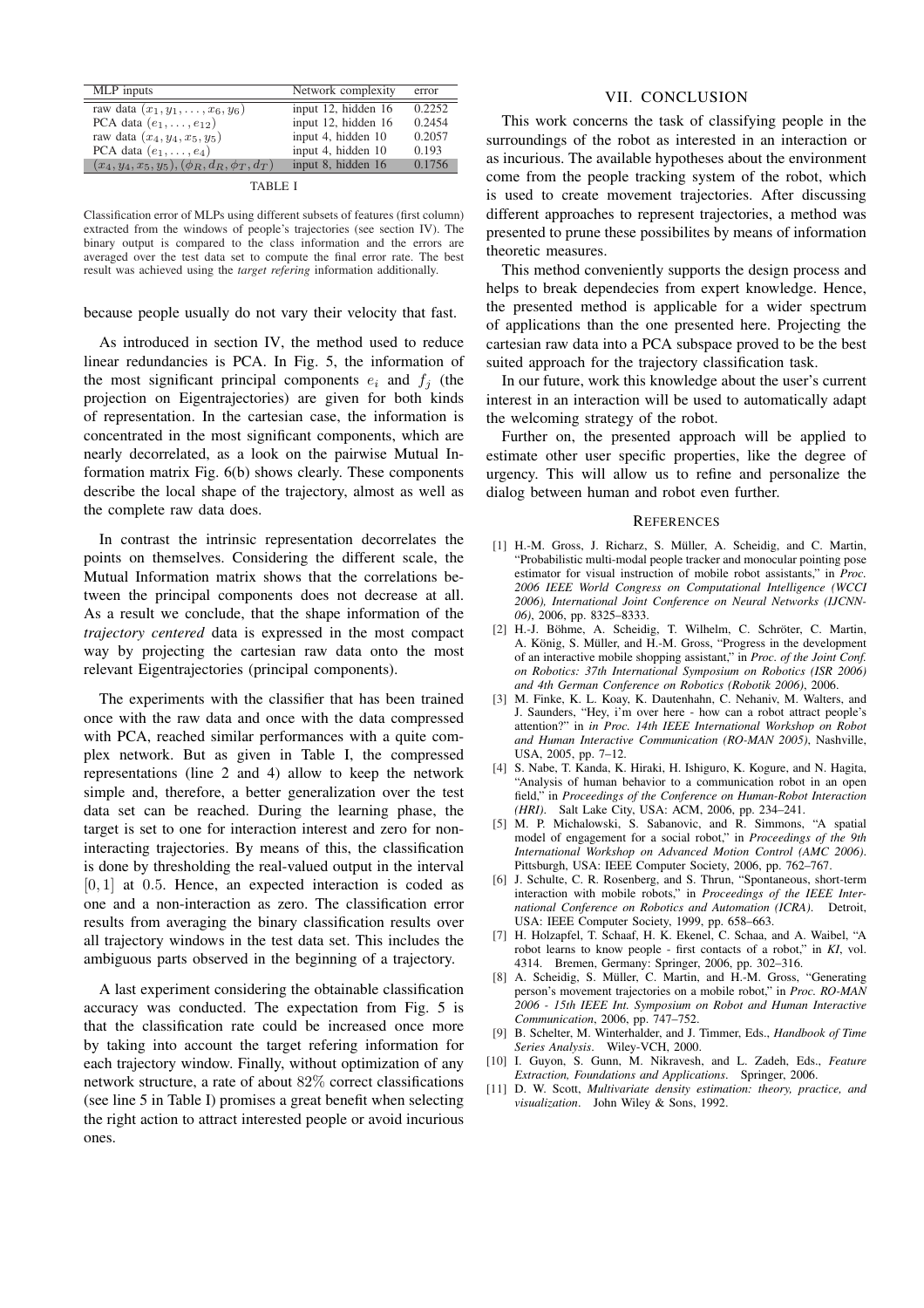| MLP inputs | Network complexity | error |
|---|---|---|
| raw data $(x_1, y_1, \ldots, x_6, y_6)$ | input 12, hidden 16 | 0.2252 |
| PCA data $(e_1, \ldots, e_{12})$ | input 12, hidden 16 | 0.2454 |
| raw data $(x_4, y_4, x_5, y_5)$ | input 4, hidden 10 | 0.2057 |
| PCA data $(e_1, \ldots, e_4)$ | input 4, hidden 10 | 0.193 |
| $(x_4, y_4, x_5, y_5), (\phi_R, d_R, \phi_T, d_T)$ | input 8, hidden 16 | 0.1756 |

TABLE I

Classification error of MLPs using different subsets of features (first column) extracted from the windows of people's trajectories (see section IV). The binary output is compared to the class information and the errors are averaged over the test data set to compute the final error rate. The best result was achieved using the *target refering* information additionally.

because people usually do not vary their velocity that fast.

As introduced in section IV, the method used to reduce linear redundancies is PCA. In Fig. 5, the information of the most significant principal components $e_i$ and $f_j$ (the projection on Eigentrajectories) are given for both kinds of representation. In the cartesian case, the information is concentrated in the most significant components, which are nearly decorrelated, as a look on the pairwise Mutual Information matrix Fig. 6(b) shows clearly. These components describe the local shape of the trajectory, almost as well as the complete raw data does.

In contrast the intrinsic representation decorrelates the points on themselves. Considering the different scale, the Mutual Information matrix shows that the correlations between the principal components does not decrease at all. As a result we conclude, that the shape information of the *trajectory centered* data is expressed in the most compact way by projecting the cartesian raw data onto the most relevant Eigentrajectories (principal components).

The experiments with the classifier that has been trained once with the raw data and once with the data compressed with PCA, reached similar performances with a quite complex network. But as given in Table I, the compressed representations (line 2 and 4) allow to keep the network simple and, therefore, a better generalization over the test data set can be reached. During the learning phase, the target is set to one for interaction interest and zero for non-interacting trajectories. By means of this, the classification is done by thresholding the real-valued output in the interval $[0, 1]$ at $0.5$. Hence, an expected interaction is coded as one and a non-interaction as zero. The classification error results from averaging the binary classification results over all trajectory windows in the test data set. This includes the ambiguous parts observed in the beginning of a trajectory.

A last experiment considering the obtainable classification accuracy was conducted. The expectation from Fig. 5 is that the classification rate could be increased once more by taking into account the target refering information for each trajectory window. Finally, without optimization of any network structure, a rate of about $82\%$ correct classifications (see line 5 in Table I) promises a great benefit when selecting the right action to attract interested people or avoid incurious ones.

## VII. CONCLUSION

This work concerns the task of classifying people in the surroundings of the robot as interested in an interaction or as incurious. The available hypotheses about the environment come from the people tracking system of the robot, which is used to create movement trajectories. After discussing different approaches to represent trajectories, a method was presented to prune these possibilites by means of information theoretic measures.

This method conveniently supports the design process and helps to break dependecies from expert knowledge. Hence, the presented method is applicable for a wider spectrum of applications than the one presented here. Projecting the cartesian raw data into a PCA subspace proved to be the best suited approach for the trajectory classification task.

In our future, work this knowledge about the user's current interest in an interaction will be used to automatically adapt the welcoming strategy of the robot.

Further on, the presented approach will be applied to estimate other user specific properties, like the degree of urgency. This will allow us to refine and personalize the dialog between human and robot even further.

## REFERENCES

[1] H.-M. Gross, J. Richarz, S. Müller, A. Scheidig, and C. Martin, "Probabilistic multi-modal people tracker and monocular pointing pose estimator for visual instruction of mobile robot assistants," in *Proc. 2006 IEEE World Congress on Computational Intelligence (WCCI 2006), International Joint Conference on Neural Networks (IJCNN-06)*, 2006, pp. 8325–8333.

[2] H.-J. Böhme, A. Scheidig, T. Wilhelm, C. Schröter, C. Martin, A. König, S. Müller, and H.-M. Gross, "Progress in the development of an interactive mobile shopping assistant," in *Proc. of the Joint Conf. on Robotics: 37th International Symposium on Robotics (ISR 2006) and 4th German Conference on Robotics (Robotik 2006)*, 2006.

[3] M. Finke, K. L. Koay, K. Dautenhahn, C. Nehaniv, M. Walters, and J. Saunders, "Hey, i'm over here - how can a robot attract people's attention?" in *in Proc. 14th IEEE International Workshop on Robot and Human Interactive Communication (RO-MAN 2005)*, Nashville, USA, 2005, pp. 7–12.

[4] S. Nabe, T. Kanda, K. Hiraki, H. Ishiguro, K. Kogure, and N. Hagita, "Analysis of human behavior to a communication robot in an open field," in *Proceedings of the Conference on Human-Robot Interaction (HRI)*. Salt Lake City, USA: ACM, 2006, pp. 234–241.

[5] M. P. Michalowski, S. Sabanovic, and R. Simmons, "A spatial model of engagement for a social robot," in *Proceedings of the 9th International Workshop on Advanced Motion Control (AMC 2006)*. Pittsburgh, USA: IEEE Computer Society, 2006, pp. 762–767.

[6] J. Schulte, C. R. Rosenberg, and S. Thrun, "Spontaneous, short-term interaction with mobile robots," in *Proceedings of the IEEE International Conference on Robotics and Automation (ICRA)*. Detroit, USA: IEEE Computer Society, 1999, pp. 658–663.

[7] H. Holzapfel, T. Schaaf, H. K. Ekenel, C. Schaa, and A. Waibel, "A robot learns to know people - first contacts of a robot," in *KI*, vol. 4314. Bremen, Germany: Springer, 2006, pp. 302–316.

[8] A. Scheidig, S. Müller, C. Martin, and H.-M. Gross, "Generating person's movement trajectories on a mobile robot," in *Proc. RO-MAN 2006 - 15th IEEE Int. Symposium on Robot and Human Interactive Communication*, 2006, pp. 747–752.

[9] B. Schelter, M. Winterhalder, and J. Timmer, Eds., *Handbook of Time Series Analysis*. Wiley-VCH, 2000.

[10] I. Guyon, S. Gunn, M. Nikravesh, and L. Zadeh, Eds., *Feature Extraction, Foundations and Applications*. Springer, 2006.

[11] D. W. Scott, *Multivariate density estimation: theory, practice, and visualization*. John Wiley & Sons, 1992.